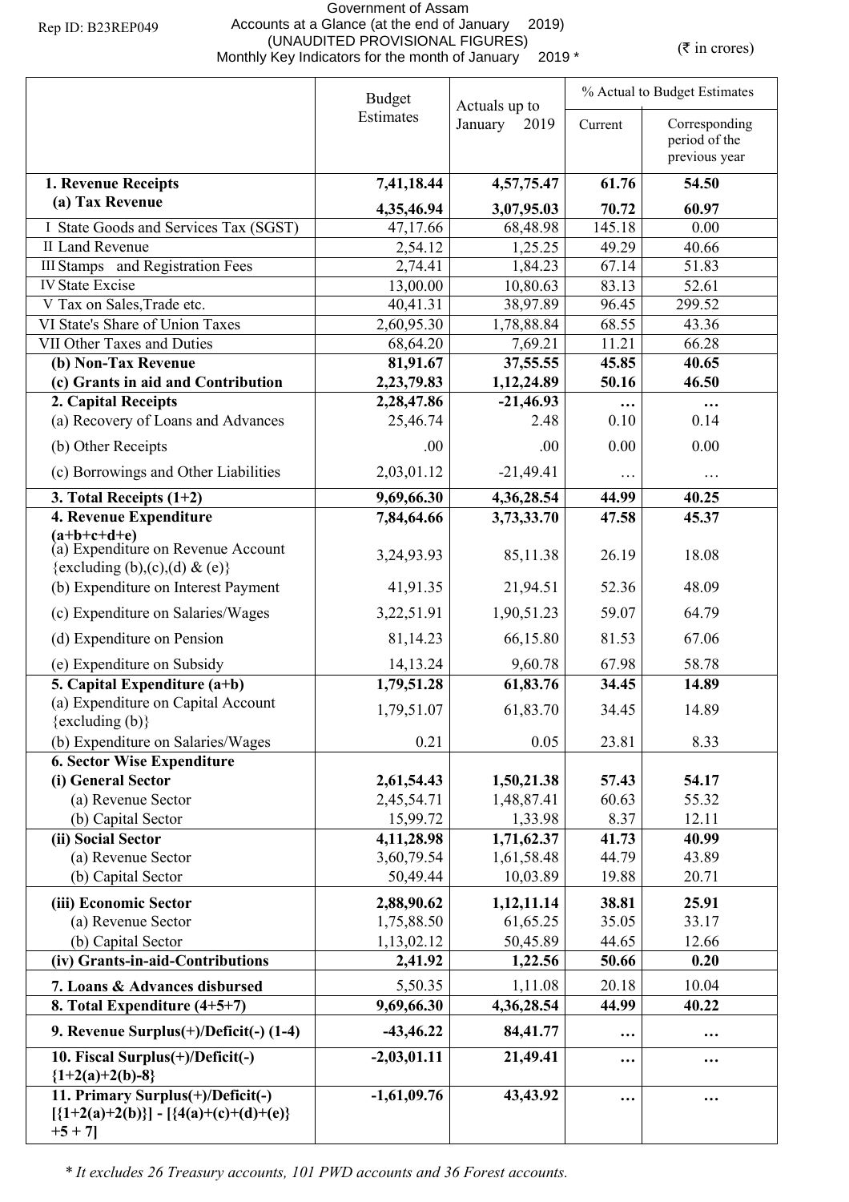Rep ID: B23REP049

# Government of Assam
## Accounts at a Glance (at the end of January 2019)
### (UNAUDITED PROVISIONAL FIGURES)
### Monthly Key Indicators for the month of January 2019 *

(₹ in crores)

| | Budget Estimates | Actuals up to January 2019 | % Actual to Budget Estimates | |
|---|---|---|---|---|
| | | | Current | Corresponding period of the previous year |
| **1. Revenue Receipts** | **7,41,18.44** | **4,57,75.47** | **61.76** | **54.50** |
| **(a) Tax Revenue** | **4,35,46.94** | **3,07,95.03** | **70.72** | **60.97** |
| I State Goods and Services Tax (SGST) | 47,17.66 | 68,48.98 | 145.18 | 0.00 |
| II Land Revenue | 2,54.12 | 1,25.25 | 49.29 | 40.66 |
| III Stamps and Registration Fees | 2,74.41 | 1,84.23 | 67.14 | 51.83 |
| IV State Excise | 13,00.00 | 10,80.63 | 83.13 | 52.61 |
| V Tax on Sales,Trade etc. | 40,41.31 | 38,97.89 | 96.45 | 299.52 |
| VI State's Share of Union Taxes | 2,60,95.30 | 1,78,88.84 | 68.55 | 43.36 |
| VII Other Taxes and Duties | 68,64.20 | 7,69.21 | 11.21 | 66.28 |
| **(b) Non-Tax Revenue** | **81,91.67** | **37,55.55** | **45.85** | **40.65** |
| **(c) Grants in aid and Contribution** | **2,23,79.83** | **1,12,24.89** | **50.16** | **46.50** |
| **2. Capital Receipts** | **2,28,47.86** | **-21,46.93** | **…** | **…** |
| (a) Recovery of Loans and Advances | 25,46.74 | 2.48 | 0.10 | 0.14 |
| (b) Other Receipts | .00 | .00 | 0.00 | 0.00 |
| (c) Borrowings and Other Liabilities | 2,03,01.12 | -21,49.41 | … | … |
| **3. Total Receipts (1+2)** | **9,69,66.30** | **4,36,28.54** | **44.99** | **40.25** |
| **4. Revenue Expenditure (a+b+c+d+e)** | **7,84,64.66** | **3,73,33.70** | **47.58** | **45.37** |
| (a) Expenditure on Revenue Account {excluding (b),(c),(d) & (e)} | 3,24,93.93 | 85,11.38 | 26.19 | 18.08 |
| (b) Expenditure on Interest Payment | 41,91.35 | 21,94.51 | 52.36 | 48.09 |
| (c) Expenditure on Salaries/Wages | 3,22,51.91 | 1,90,51.23 | 59.07 | 64.79 |
| (d) Expenditure on Pension | 81,14.23 | 66,15.80 | 81.53 | 67.06 |
| (e) Expenditure on Subsidy | 14,13.24 | 9,60.78 | 67.98 | 58.78 |
| **5. Capital Expenditure (a+b)** | **1,79,51.28** | **61,83.76** | **34.45** | **14.89** |
| (a) Expenditure on Capital Account {excluding (b)} | 1,79,51.07 | 61,83.70 | 34.45 | 14.89 |
| (b) Expenditure on Salaries/Wages | 0.21 | 0.05 | 23.81 | 8.33 |
| **6. Sector Wise Expenditure** | | | | |
| **(i) General Sector** | **2,61,54.43** | **1,50,21.38** | **57.43** | **54.17** |
| (a) Revenue Sector | 2,45,54.71 | 1,48,87.41 | 60.63 | 55.32 |
| (b) Capital Sector | 15,99.72 | 1,33.98 | 8.37 | 12.11 |
| **(ii) Social Sector** | **4,11,28.98** | **1,71,62.37** | **41.73** | **40.99** |
| (a) Revenue Sector | 3,60,79.54 | 1,61,58.48 | 44.79 | 43.89 |
| (b) Capital Sector | 50,49.44 | 10,03.89 | 19.88 | 20.71 |
| **(iii) Economic Sector** | **2,88,90.62** | **1,12,11.14** | **38.81** | **25.91** |
| (a) Revenue Sector | 1,75,88.50 | 61,65.25 | 35.05 | 33.17 |
| (b) Capital Sector | 1,13,02.12 | 50,45.89 | 44.65 | 12.66 |
| **(iv) Grants-in-aid-Contributions** | **2,41.92** | **1,22.56** | **50.66** | **0.20** |
| **7. Loans & Advances disbursed** | 5,50.35 | 1,11.08 | 20.18 | 10.04 |
| **8. Total Expenditure (4+5+7)** | **9,69,66.30** | **4,36,28.54** | **44.99** | **40.22** |
| **9. Revenue Surplus(+)/Deficit(-) (1-4)** | **-43,46.22** | **84,41.77** | **…** | **…** |
| **10. Fiscal Surplus(+)/Deficit(-) {1+2(a)+2(b)-8}** | **-2,03,01.11** | **21,49.41** | **…** | **…** |
| **11. Primary Surplus(+)/Deficit(-) [{1+2(a)+2(b)}] - [{4(a)+(c)+(d)+(e)} +5 + 7]** | **-1,61,09.76** | **43,43.92** | **…** | **…** |

*\* It excludes 26 Treasury accounts, 101 PWD accounts and 36 Forest accounts.*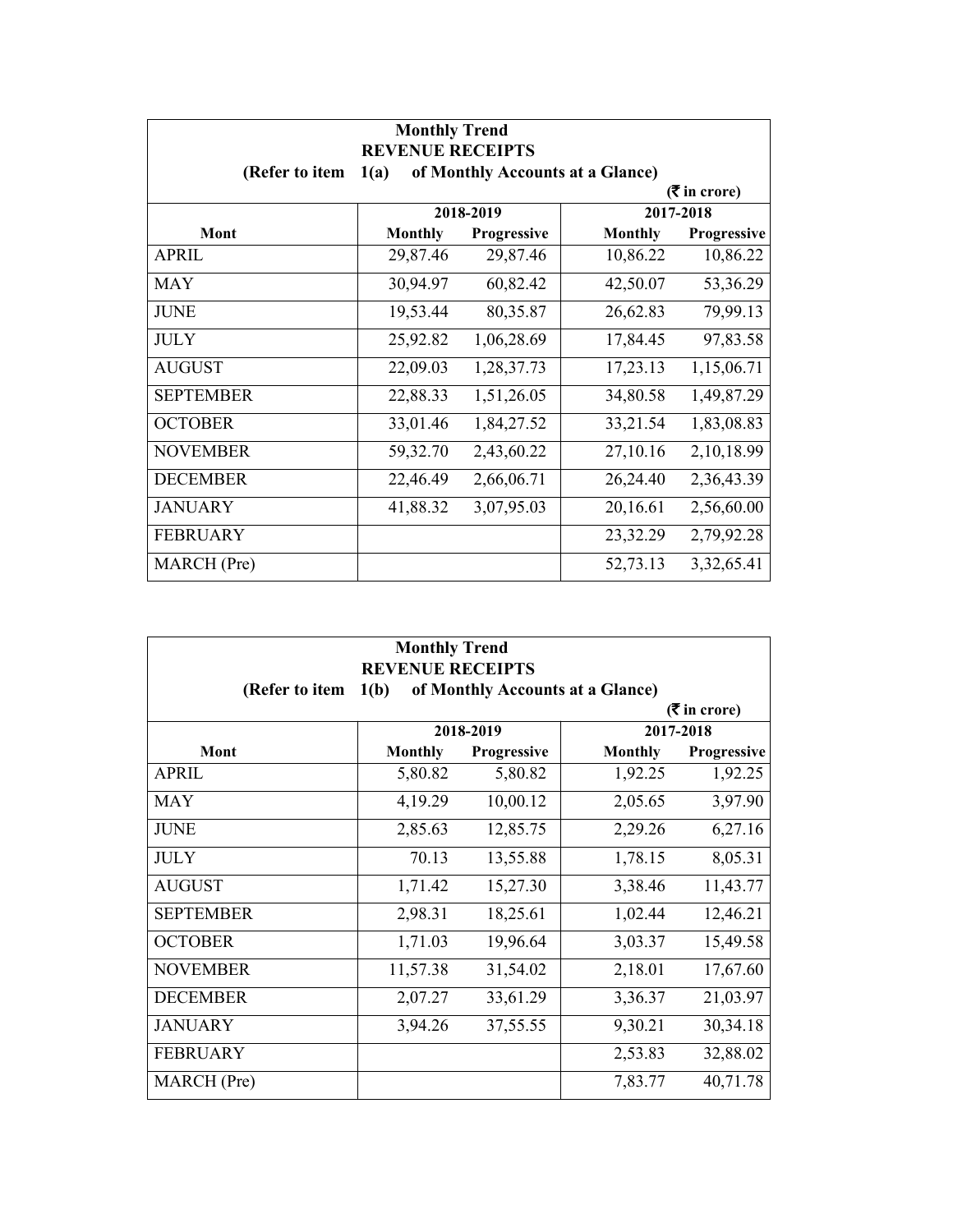**Monthly Trend**
**REVENUE RECEIPTS**
**(Refer to item 1(a) of Monthly Accounts at a Glance)**

(₹ in crore)

| Mont | 2018-2019 | | 2017-2018 | |
|---|---|---|---|---|
| | Monthly | Progressive | Monthly | Progressive |
| APRIL | 29,87.46 | 29,87.46 | 10,86.22 | 10,86.22 |
| MAY | 30,94.97 | 60,82.42 | 42,50.07 | 53,36.29 |
| JUNE | 19,53.44 | 80,35.87 | 26,62.83 | 79,99.13 |
| JULY | 25,92.82 | 1,06,28.69 | 17,84.45 | 97,83.58 |
| AUGUST | 22,09.03 | 1,28,37.73 | 17,23.13 | 1,15,06.71 |
| SEPTEMBER | 22,88.33 | 1,51,26.05 | 34,80.58 | 1,49,87.29 |
| OCTOBER | 33,01.46 | 1,84,27.52 | 33,21.54 | 1,83,08.83 |
| NOVEMBER | 59,32.70 | 2,43,60.22 | 27,10.16 | 2,10,18.99 |
| DECEMBER | 22,46.49 | 2,66,06.71 | 26,24.40 | 2,36,43.39 |
| JANUARY | 41,88.32 | 3,07,95.03 | 20,16.61 | 2,56,60.00 |
| FEBRUARY | | | 23,32.29 | 2,79,92.28 |
| MARCH (Pre) | | | 52,73.13 | 3,32,65.41 |

**Monthly Trend**
**REVENUE RECEIPTS**
**(Refer to item 1(b) of Monthly Accounts at a Glance)**

(₹ in crore)

| Mont | 2018-2019 | | 2017-2018 | |
|---|---|---|---|---|
| | Monthly | Progressive | Monthly | Progressive |
| APRIL | 5,80.82 | 5,80.82 | 1,92.25 | 1,92.25 |
| MAY | 4,19.29 | 10,00.12 | 2,05.65 | 3,97.90 |
| JUNE | 2,85.63 | 12,85.75 | 2,29.26 | 6,27.16 |
| JULY | 70.13 | 13,55.88 | 1,78.15 | 8,05.31 |
| AUGUST | 1,71.42 | 15,27.30 | 3,38.46 | 11,43.77 |
| SEPTEMBER | 2,98.31 | 18,25.61 | 1,02.44 | 12,46.21 |
| OCTOBER | 1,71.03 | 19,96.64 | 3,03.37 | 15,49.58 |
| NOVEMBER | 11,57.38 | 31,54.02 | 2,18.01 | 17,67.60 |
| DECEMBER | 2,07.27 | 33,61.29 | 3,36.37 | 21,03.97 |
| JANUARY | 3,94.26 | 37,55.55 | 9,30.21 | 30,34.18 |
| FEBRUARY | | | 2,53.83 | 32,88.02 |
| MARCH (Pre) | | | 7,83.77 | 40,71.78 |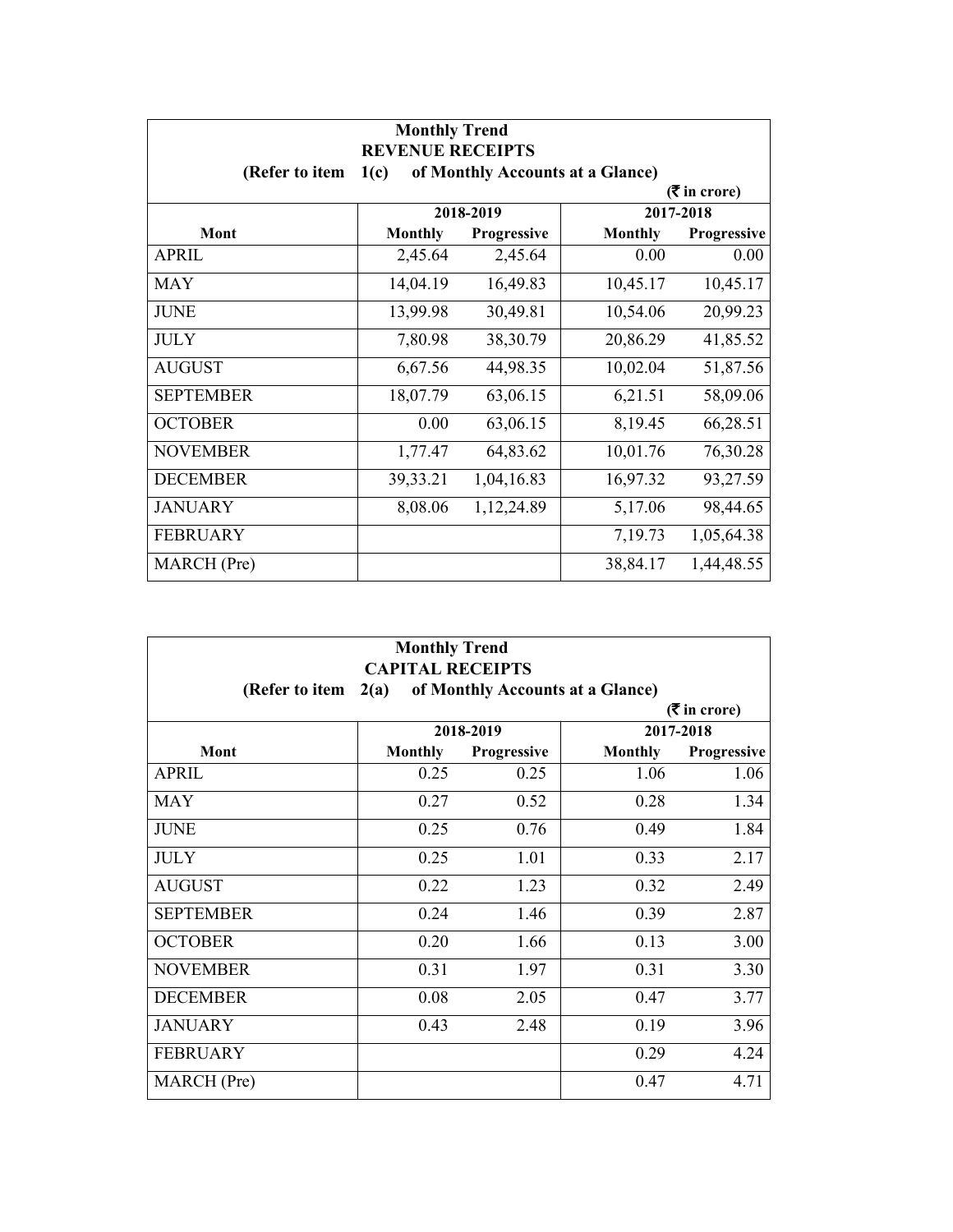**Monthly Trend**

**REVENUE RECEIPTS**

**(Refer to item 1(c) of Monthly Accounts at a Glance)**

**(₹ in crore)**

| Mont | 2018-2019 | | 2017-2018 | |
|---|---|---|---|---|
| | Monthly | Progressive | Monthly | Progressive |
| APRIL | 2,45.64 | 2,45.64 | 0.00 | 0.00 |
| MAY | 14,04.19 | 16,49.83 | 10,45.17 | 10,45.17 |
| JUNE | 13,99.98 | 30,49.81 | 10,54.06 | 20,99.23 |
| JULY | 7,80.98 | 38,30.79 | 20,86.29 | 41,85.52 |
| AUGUST | 6,67.56 | 44,98.35 | 10,02.04 | 51,87.56 |
| SEPTEMBER | 18,07.79 | 63,06.15 | 6,21.51 | 58,09.06 |
| OCTOBER | 0.00 | 63,06.15 | 8,19.45 | 66,28.51 |
| NOVEMBER | 1,77.47 | 64,83.62 | 10,01.76 | 76,30.28 |
| DECEMBER | 39,33.21 | 1,04,16.83 | 16,97.32 | 93,27.59 |
| JANUARY | 8,08.06 | 1,12,24.89 | 5,17.06 | 98,44.65 |
| FEBRUARY | | | 7,19.73 | 1,05,64.38 |
| MARCH (Pre) | | | 38,84.17 | 1,44,48.55 |

**Monthly Trend**

**CAPITAL RECEIPTS**

**(Refer to item 2(a) of Monthly Accounts at a Glance)**

**(₹ in crore)**

| Mont | 2018-2019 | | 2017-2018 | |
|---|---|---|---|---|
| | Monthly | Progressive | Monthly | Progressive |
| APRIL | 0.25 | 0.25 | 1.06 | 1.06 |
| MAY | 0.27 | 0.52 | 0.28 | 1.34 |
| JUNE | 0.25 | 0.76 | 0.49 | 1.84 |
| JULY | 0.25 | 1.01 | 0.33 | 2.17 |
| AUGUST | 0.22 | 1.23 | 0.32 | 2.49 |
| SEPTEMBER | 0.24 | 1.46 | 0.39 | 2.87 |
| OCTOBER | 0.20 | 1.66 | 0.13 | 3.00 |
| NOVEMBER | 0.31 | 1.97 | 0.31 | 3.30 |
| DECEMBER | 0.08 | 2.05 | 0.47 | 3.77 |
| JANUARY | 0.43 | 2.48 | 0.19 | 3.96 |
| FEBRUARY | | | 0.29 | 4.24 |
| MARCH (Pre) | | | 0.47 | 4.71 |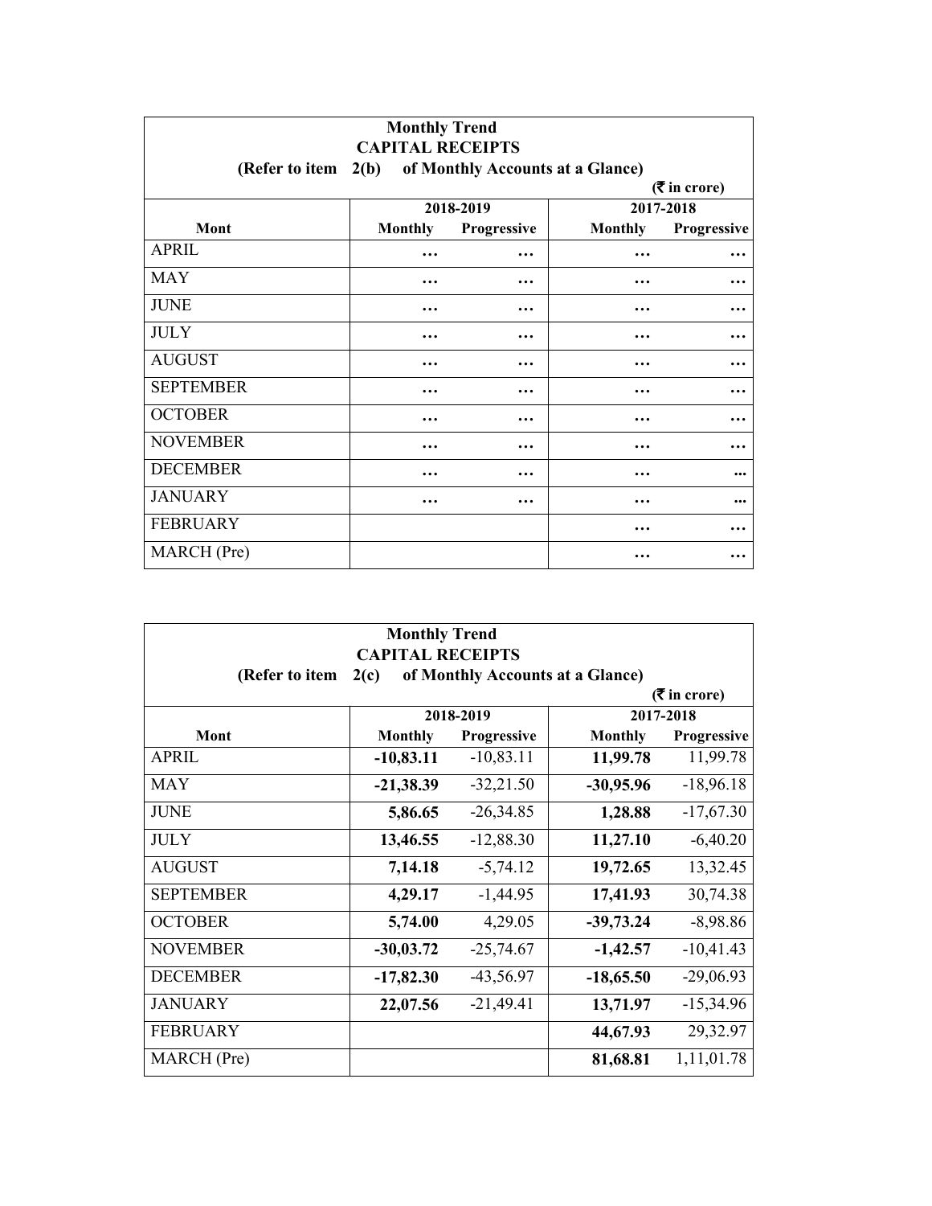| Monthly Trend<br>CAPITAL RECEIPTS<br>(Refer to item 2(b) of Monthly Accounts at a Glance)<br>(₹ in crore) | | | | |
|---|---|---|---|---|
| | 2018-2019 | | 2017-2018 | |
| Mont | Monthly | Progressive | Monthly | Progressive |
| APRIL | … | … | … | … |
| MAY | … | … | … | … |
| JUNE | … | … | … | … |
| JULY | … | … | … | … |
| AUGUST | … | … | … | … |
| SEPTEMBER | … | … | … | … |
| OCTOBER | … | … | … | … |
| NOVEMBER | … | … | … | … |
| DECEMBER | … | … | … | ... |
| JANUARY | … | … | … | ... |
| FEBRUARY | | | … | … |
| MARCH (Pre) | | | … | … |

| Monthly Trend<br>CAPITAL RECEIPTS<br>(Refer to item 2(c) of Monthly Accounts at a Glance)<br>(₹ in crore) | | | | |
|---|---|---|---|---|
| | 2018-2019 | | 2017-2018 | |
| Mont | Monthly | Progressive | Monthly | Progressive |
| APRIL | **-10,83.11** | -10,83.11 | **11,99.78** | 11,99.78 |
| MAY | **-21,38.39** | -32,21.50 | **-30,95.96** | -18,96.18 |
| JUNE | **5,86.65** | -26,34.85 | **1,28.88** | -17,67.30 |
| JULY | **13,46.55** | -12,88.30 | **11,27.10** | -6,40.20 |
| AUGUST | **7,14.18** | -5,74.12 | **19,72.65** | 13,32.45 |
| SEPTEMBER | **4,29.17** | -1,44.95 | **17,41.93** | 30,74.38 |
| OCTOBER | **5,74.00** | 4,29.05 | **-39,73.24** | -8,98.86 |
| NOVEMBER | **-30,03.72** | -25,74.67 | **-1,42.57** | -10,41.43 |
| DECEMBER | **-17,82.30** | -43,56.97 | **-18,65.50** | -29,06.93 |
| JANUARY | **22,07.56** | -21,49.41 | **13,71.97** | -15,34.96 |
| FEBRUARY | | | **44,67.93** | 29,32.97 |
| MARCH (Pre) | | | **81,68.81** | 1,11,01.78 |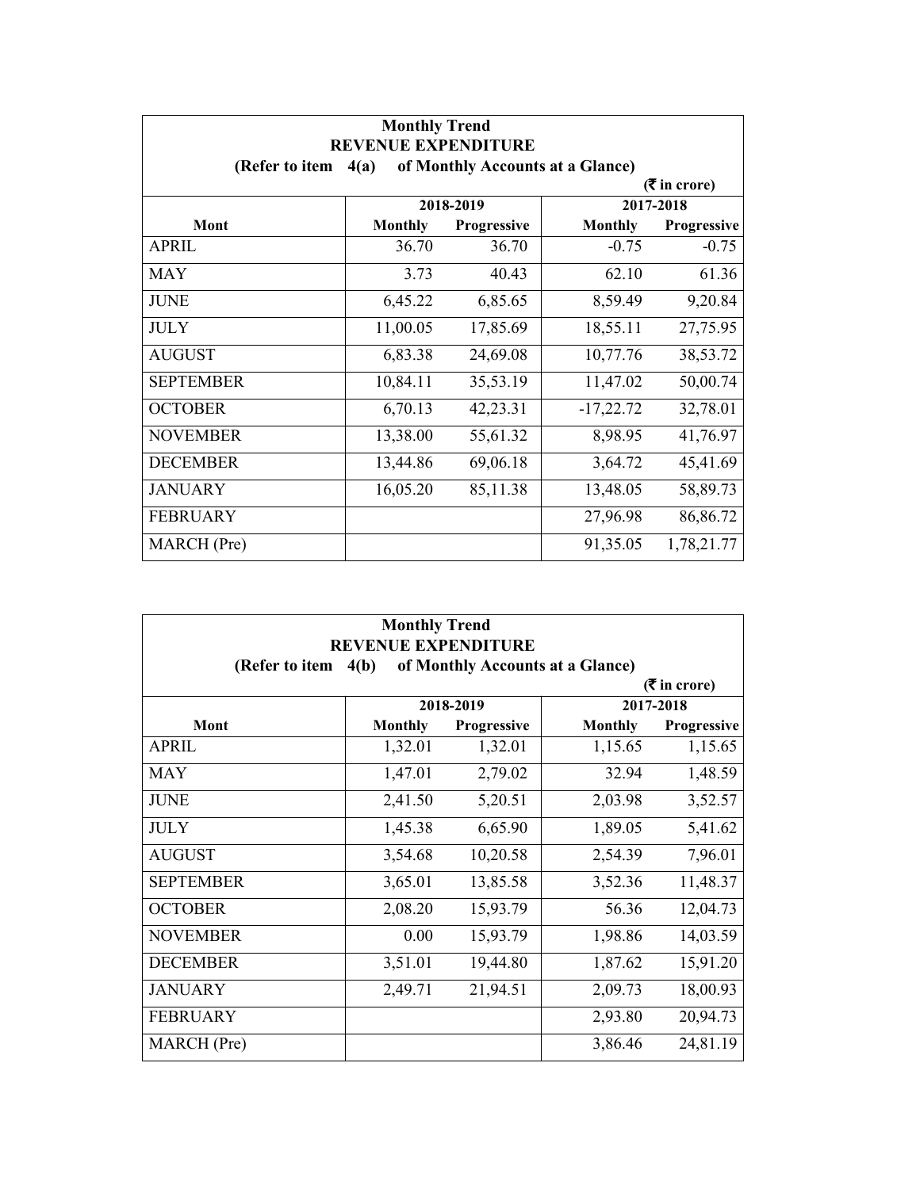| Monthly Trend<br>REVENUE EXPENDITURE<br>(Refer to item 4(a) of Monthly Accounts at a Glance)<br>(₹ in crore) | | | | |
|---|---|---|---|---|
| | 2018-2019 | | 2017-2018 | |
| Mont | Monthly | Progressive | Monthly | Progressive |
| APRIL | 36.70 | 36.70 | -0.75 | -0.75 |
| MAY | 3.73 | 40.43 | 62.10 | 61.36 |
| JUNE | 6,45.22 | 6,85.65 | 8,59.49 | 9,20.84 |
| JULY | 11,00.05 | 17,85.69 | 18,55.11 | 27,75.95 |
| AUGUST | 6,83.38 | 24,69.08 | 10,77.76 | 38,53.72 |
| SEPTEMBER | 10,84.11 | 35,53.19 | 11,47.02 | 50,00.74 |
| OCTOBER | 6,70.13 | 42,23.31 | -17,22.72 | 32,78.01 |
| NOVEMBER | 13,38.00 | 55,61.32 | 8,98.95 | 41,76.97 |
| DECEMBER | 13,44.86 | 69,06.18 | 3,64.72 | 45,41.69 |
| JANUARY | 16,05.20 | 85,11.38 | 13,48.05 | 58,89.73 |
| FEBRUARY | | | 27,96.98 | 86,86.72 |
| MARCH (Pre) | | | 91,35.05 | 1,78,21.77 |

| Monthly Trend<br>REVENUE EXPENDITURE<br>(Refer to item 4(b) of Monthly Accounts at a Glance)<br>(₹ in crore) | | | | |
|---|---|---|---|---|
| | 2018-2019 | | 2017-2018 | |
| Mont | Monthly | Progressive | Monthly | Progressive |
| APRIL | 1,32.01 | 1,32.01 | 1,15.65 | 1,15.65 |
| MAY | 1,47.01 | 2,79.02 | 32.94 | 1,48.59 |
| JUNE | 2,41.50 | 5,20.51 | 2,03.98 | 3,52.57 |
| JULY | 1,45.38 | 6,65.90 | 1,89.05 | 5,41.62 |
| AUGUST | 3,54.68 | 10,20.58 | 2,54.39 | 7,96.01 |
| SEPTEMBER | 3,65.01 | 13,85.58 | 3,52.36 | 11,48.37 |
| OCTOBER | 2,08.20 | 15,93.79 | 56.36 | 12,04.73 |
| NOVEMBER | 0.00 | 15,93.79 | 1,98.86 | 14,03.59 |
| DECEMBER | 3,51.01 | 19,44.80 | 1,87.62 | 15,91.20 |
| JANUARY | 2,49.71 | 21,94.51 | 2,09.73 | 18,00.93 |
| FEBRUARY | | | 2,93.80 | 20,94.73 |
| MARCH (Pre) | | | 3,86.46 | 24,81.19 |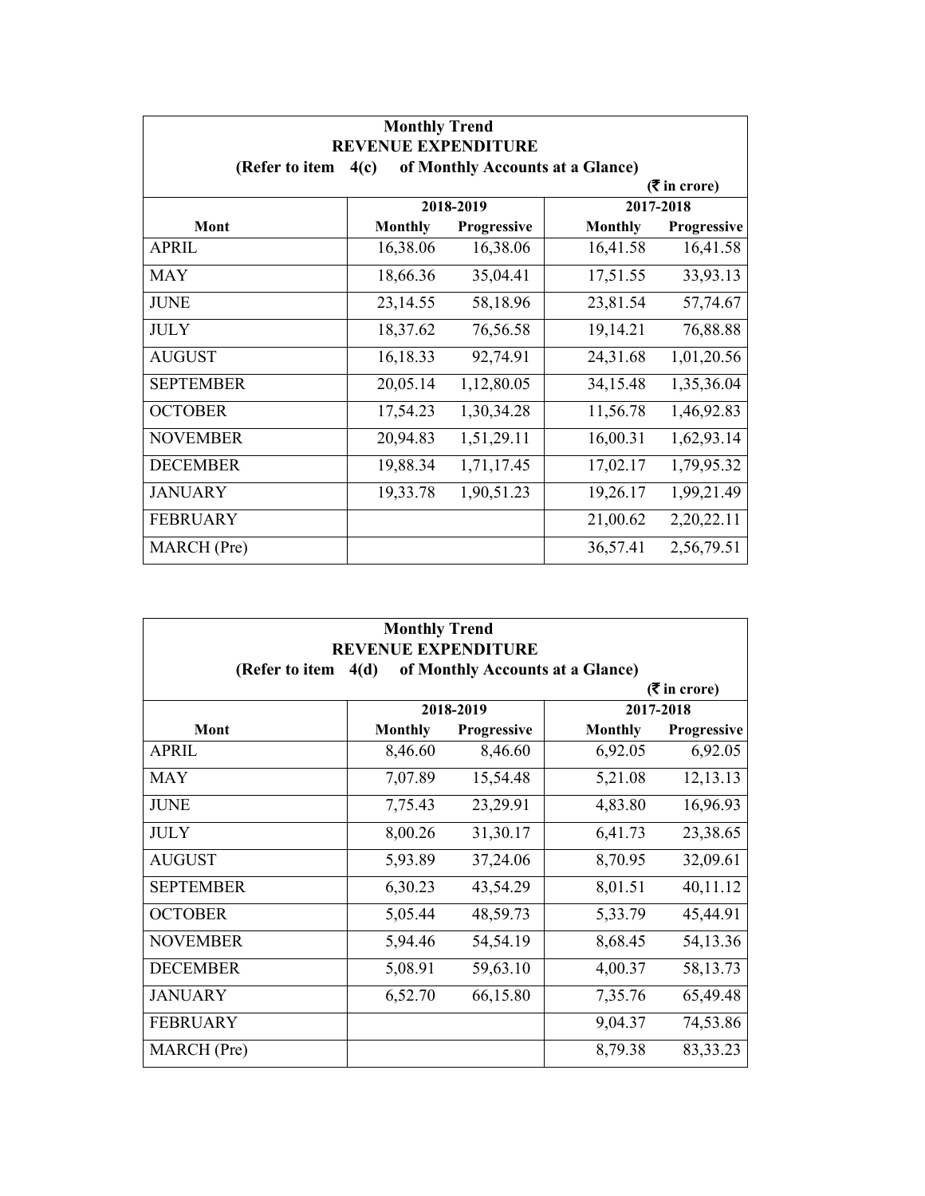| Monthly Trend<br>REVENUE EXPENDITURE<br>(Refer to item 4(c) of Monthly Accounts at a Glance)<br>(₹ in crore) | | | | |
|---|---|---|---|---|
| | 2018-2019 | | 2017-2018 | |
| Mont | Monthly | Progressive | Monthly | Progressive |
| APRIL | 16,38.06 | 16,38.06 | 16,41.58 | 16,41.58 |
| MAY | 18,66.36 | 35,04.41 | 17,51.55 | 33,93.13 |
| JUNE | 23,14.55 | 58,18.96 | 23,81.54 | 57,74.67 |
| JULY | 18,37.62 | 76,56.58 | 19,14.21 | 76,88.88 |
| AUGUST | 16,18.33 | 92,74.91 | 24,31.68 | 1,01,20.56 |
| SEPTEMBER | 20,05.14 | 1,12,80.05 | 34,15.48 | 1,35,36.04 |
| OCTOBER | 17,54.23 | 1,30,34.28 | 11,56.78 | 1,46,92.83 |
| NOVEMBER | 20,94.83 | 1,51,29.11 | 16,00.31 | 1,62,93.14 |
| DECEMBER | 19,88.34 | 1,71,17.45 | 17,02.17 | 1,79,95.32 |
| JANUARY | 19,33.78 | 1,90,51.23 | 19,26.17 | 1,99,21.49 |
| FEBRUARY | | | 21,00.62 | 2,20,22.11 |
| MARCH (Pre) | | | 36,57.41 | 2,56,79.51 |

| Monthly Trend<br>REVENUE EXPENDITURE<br>(Refer to item 4(d) of Monthly Accounts at a Glance)<br>(₹ in crore) | | | | |
|---|---|---|---|---|
| | 2018-2019 | | 2017-2018 | |
| Mont | Monthly | Progressive | Monthly | Progressive |
| APRIL | 8,46.60 | 8,46.60 | 6,92.05 | 6,92.05 |
| MAY | 7,07.89 | 15,54.48 | 5,21.08 | 12,13.13 |
| JUNE | 7,75.43 | 23,29.91 | 4,83.80 | 16,96.93 |
| JULY | 8,00.26 | 31,30.17 | 6,41.73 | 23,38.65 |
| AUGUST | 5,93.89 | 37,24.06 | 8,70.95 | 32,09.61 |
| SEPTEMBER | 6,30.23 | 43,54.29 | 8,01.51 | 40,11.12 |
| OCTOBER | 5,05.44 | 48,59.73 | 5,33.79 | 45,44.91 |
| NOVEMBER | 5,94.46 | 54,54.19 | 8,68.45 | 54,13.36 |
| DECEMBER | 5,08.91 | 59,63.10 | 4,00.37 | 58,13.73 |
| JANUARY | 6,52.70 | 66,15.80 | 7,35.76 | 65,49.48 |
| FEBRUARY | | | 9,04.37 | 74,53.86 |
| MARCH (Pre) | | | 8,79.38 | 83,33.23 |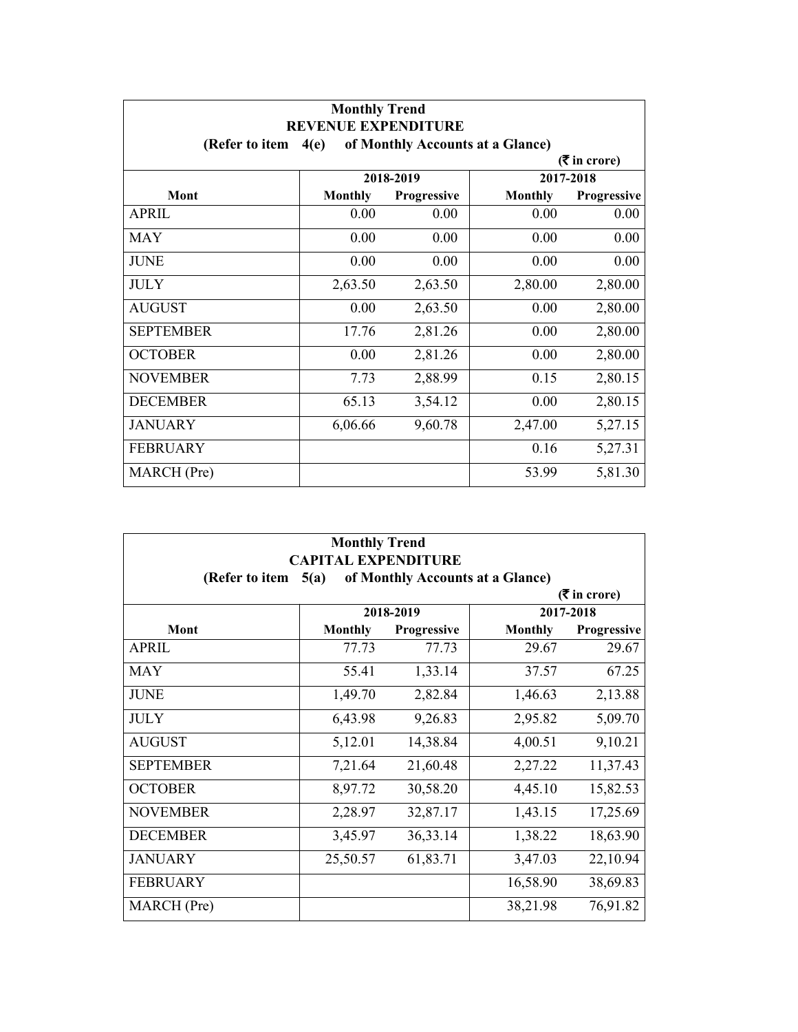| Monthly Trend<br>REVENUE EXPENDITURE<br>(Refer to item 4(e) of Monthly Accounts at a Glance)<br>(₹ in crore) | | | | |
|---|---|---|---|---|
| | 2018-2019 | | 2017-2018 | |
| Mont | Monthly | Progressive | Monthly | Progressive |
| APRIL | 0.00 | 0.00 | 0.00 | 0.00 |
| MAY | 0.00 | 0.00 | 0.00 | 0.00 |
| JUNE | 0.00 | 0.00 | 0.00 | 0.00 |
| JULY | 2,63.50 | 2,63.50 | 2,80.00 | 2,80.00 |
| AUGUST | 0.00 | 2,63.50 | 0.00 | 2,80.00 |
| SEPTEMBER | 17.76 | 2,81.26 | 0.00 | 2,80.00 |
| OCTOBER | 0.00 | 2,81.26 | 0.00 | 2,80.00 |
| NOVEMBER | 7.73 | 2,88.99 | 0.15 | 2,80.15 |
| DECEMBER | 65.13 | 3,54.12 | 0.00 | 2,80.15 |
| JANUARY | 6,06.66 | 9,60.78 | 2,47.00 | 5,27.15 |
| FEBRUARY | | | 0.16 | 5,27.31 |
| MARCH (Pre) | | | 53.99 | 5,81.30 |

| Monthly Trend<br>CAPITAL EXPENDITURE<br>(Refer to item 5(a) of Monthly Accounts at a Glance)<br>(₹ in crore) | | | | |
|---|---|---|---|---|
| | 2018-2019 | | 2017-2018 | |
| Mont | Monthly | Progressive | Monthly | Progressive |
| APRIL | 77.73 | 77.73 | 29.67 | 29.67 |
| MAY | 55.41 | 1,33.14 | 37.57 | 67.25 |
| JUNE | 1,49.70 | 2,82.84 | 1,46.63 | 2,13.88 |
| JULY | 6,43.98 | 9,26.83 | 2,95.82 | 5,09.70 |
| AUGUST | 5,12.01 | 14,38.84 | 4,00.51 | 9,10.21 |
| SEPTEMBER | 7,21.64 | 21,60.48 | 2,27.22 | 11,37.43 |
| OCTOBER | 8,97.72 | 30,58.20 | 4,45.10 | 15,82.53 |
| NOVEMBER | 2,28.97 | 32,87.17 | 1,43.15 | 17,25.69 |
| DECEMBER | 3,45.97 | 36,33.14 | 1,38.22 | 18,63.90 |
| JANUARY | 25,50.57 | 61,83.71 | 3,47.03 | 22,10.94 |
| FEBRUARY | | | 16,58.90 | 38,69.83 |
| MARCH (Pre) | | | 38,21.98 | 76,91.82 |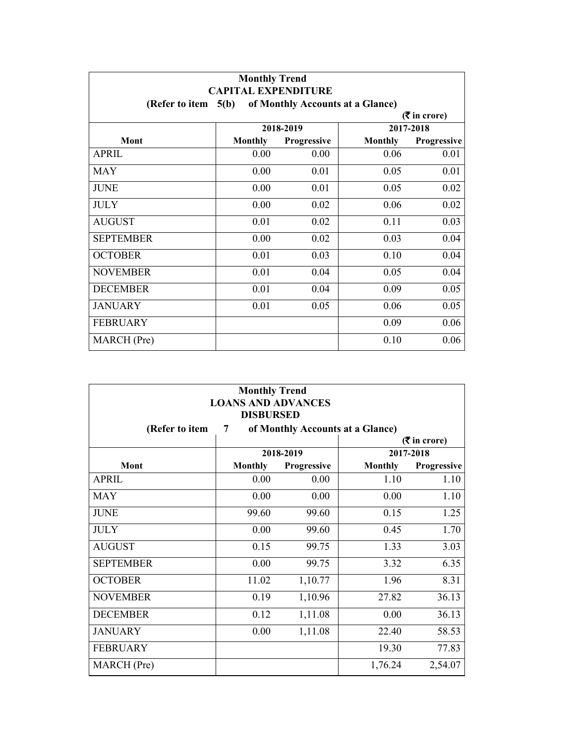**Monthly Trend**
**CAPITAL EXPENDITURE**
**(Refer to item 5(b) of Monthly Accounts at a Glance)**

(₹ in crore)

| | 2018-2019 | | 2017-2018 | |
|---|---|---|---|---|
| **Mont** | **Monthly** | **Progressive** | **Monthly** | **Progressive** |
| APRIL | 0.00 | 0.00 | 0.06 | 0.01 |
| MAY | 0.00 | 0.01 | 0.05 | 0.01 |
| JUNE | 0.00 | 0.01 | 0.05 | 0.02 |
| JULY | 0.00 | 0.02 | 0.06 | 0.02 |
| AUGUST | 0.01 | 0.02 | 0.11 | 0.03 |
| SEPTEMBER | 0.00 | 0.02 | 0.03 | 0.04 |
| OCTOBER | 0.01 | 0.03 | 0.10 | 0.04 |
| NOVEMBER | 0.01 | 0.04 | 0.05 | 0.04 |
| DECEMBER | 0.01 | 0.04 | 0.09 | 0.05 |
| JANUARY | 0.01 | 0.05 | 0.06 | 0.05 |
| FEBRUARY | | | 0.09 | 0.06 |
| MARCH (Pre) | | | 0.10 | 0.06 |

**Monthly Trend**
**LOANS AND ADVANCES DISBURSED**
**(Refer to item 7 of Monthly Accounts at a Glance)**

(₹ in crore)

| | 2018-2019 | | 2017-2018 | |
|---|---|---|---|---|
| **Mont** | **Monthly** | **Progressive** | **Monthly** | **Progressive** |
| APRIL | 0.00 | 0.00 | 1.10 | 1.10 |
| MAY | 0.00 | 0.00 | 0.00 | 1.10 |
| JUNE | 99.60 | 99.60 | 0.15 | 1.25 |
| JULY | 0.00 | 99.60 | 0.45 | 1.70 |
| AUGUST | 0.15 | 99.75 | 1.33 | 3.03 |
| SEPTEMBER | 0.00 | 99.75 | 3.32 | 6.35 |
| OCTOBER | 11.02 | 1,10.77 | 1.96 | 8.31 |
| NOVEMBER | 0.19 | 1,10.96 | 27.82 | 36.13 |
| DECEMBER | 0.12 | 1,11.08 | 0.00 | 36.13 |
| JANUARY | 0.00 | 1,11.08 | 22.40 | 58.53 |
| FEBRUARY | | | 19.30 | 77.83 |
| MARCH (Pre) | | | 1,76.24 | 2,54.07 |